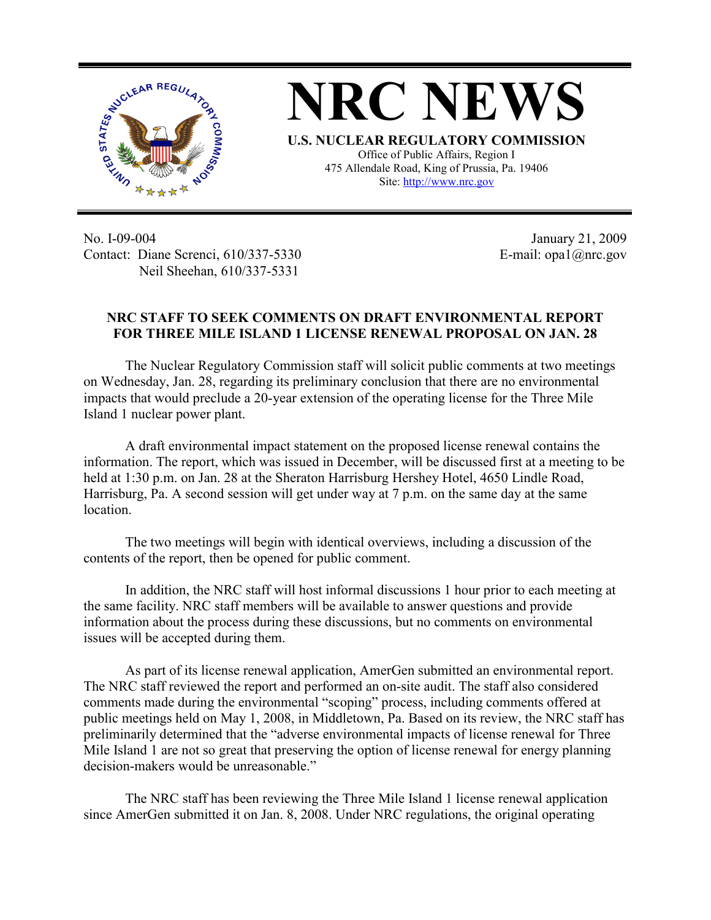# NRC NEWS

**U.S. NUCLEAR REGULATORY COMMISSION**
Office of Public Affairs, Region I
475 Allendale Road, King of Prussia, Pa. 19406
Site: http://www.nrc.gov

No. I-09-004
Contact: Diane Screnci, 610/337-5330
Neil Sheehan, 610/337-5331

January 21, 2009
E-mail: opa1@nrc.gov

## NRC STAFF TO SEEK COMMENTS ON DRAFT ENVIRONMENTAL REPORT FOR THREE MILE ISLAND 1 LICENSE RENEWAL PROPOSAL ON JAN. 28

The Nuclear Regulatory Commission staff will solicit public comments at two meetings on Wednesday, Jan. 28, regarding its preliminary conclusion that there are no environmental impacts that would preclude a 20-year extension of the operating license for the Three Mile Island 1 nuclear power plant.

A draft environmental impact statement on the proposed license renewal contains the information. The report, which was issued in December, will be discussed first at a meeting to be held at 1:30 p.m. on Jan. 28 at the Sheraton Harrisburg Hershey Hotel, 4650 Lindle Road, Harrisburg, Pa. A second session will get under way at 7 p.m. on the same day at the same location.

The two meetings will begin with identical overviews, including a discussion of the contents of the report, then be opened for public comment.

In addition, the NRC staff will host informal discussions 1 hour prior to each meeting at the same facility. NRC staff members will be available to answer questions and provide information about the process during these discussions, but no comments on environmental issues will be accepted during them.

As part of its license renewal application, AmerGen submitted an environmental report. The NRC staff reviewed the report and performed an on-site audit. The staff also considered comments made during the environmental "scoping" process, including comments offered at public meetings held on May 1, 2008, in Middletown, Pa. Based on its review, the NRC staff has preliminarily determined that the "adverse environmental impacts of license renewal for Three Mile Island 1 are not so great that preserving the option of license renewal for energy planning decision-makers would be unreasonable."

The NRC staff has been reviewing the Three Mile Island 1 license renewal application since AmerGen submitted it on Jan. 8, 2008. Under NRC regulations, the original operating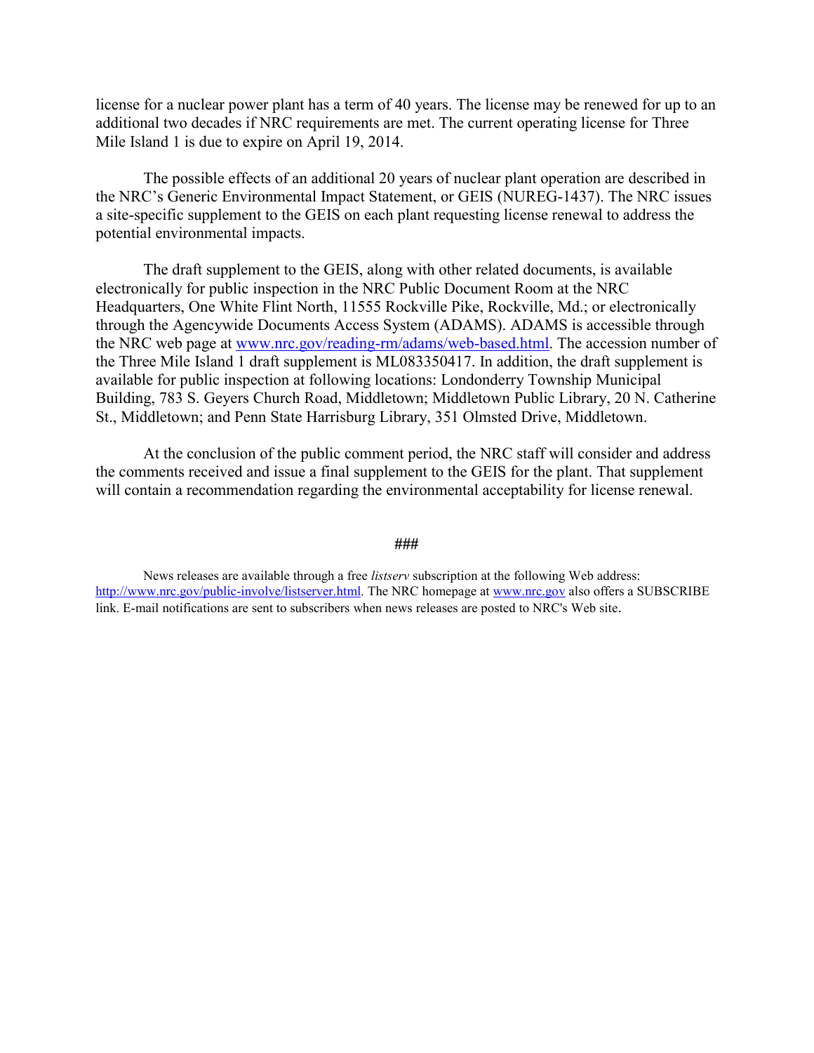license for a nuclear power plant has a term of 40 years. The license may be renewed for up to an additional two decades if NRC requirements are met. The current operating license for Three Mile Island 1 is due to expire on April 19, 2014.

The possible effects of an additional 20 years of nuclear plant operation are described in the NRC's Generic Environmental Impact Statement, or GEIS (NUREG-1437). The NRC issues a site-specific supplement to the GEIS on each plant requesting license renewal to address the potential environmental impacts.

The draft supplement to the GEIS, along with other related documents, is available electronically for public inspection in the NRC Public Document Room at the NRC Headquarters, One White Flint North, 11555 Rockville Pike, Rockville, Md.; or electronically through the Agencywide Documents Access System (ADAMS). ADAMS is accessible through the NRC web page at [www.nrc.gov/reading-rm/adams/web-based.html](www.nrc.gov/reading-rm/adams/web-based.html). The accession number of the Three Mile Island 1 draft supplement is ML083350417. In addition, the draft supplement is available for public inspection at following locations: Londonderry Township Municipal Building, 783 S. Geyers Church Road, Middletown; Middletown Public Library, 20 N. Catherine St., Middletown; and Penn State Harrisburg Library, 351 Olmsted Drive, Middletown.

At the conclusion of the public comment period, the NRC staff will consider and address the comments received and issue a final supplement to the GEIS for the plant. That supplement will contain a recommendation regarding the environmental acceptability for license renewal.

###

News releases are available through a free *listserv* subscription at the following Web address: [http://www.nrc.gov/public-involve/listserver.html](http://www.nrc.gov/public-involve/listserver.html). The NRC homepage at [www.nrc.gov](www.nrc.gov) also offers a SUBSCRIBE link. E-mail notifications are sent to subscribers when news releases are posted to NRC's Web site.